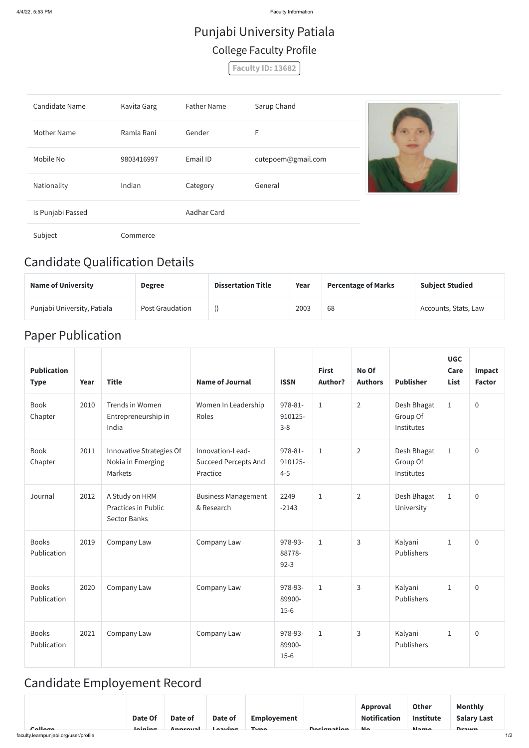# Punjabi University Patiala

## College Faculty Profile

**Faculty ID: 13682**

| | | | |
|---|---|---|---|
| Candidate Name | Kavita Garg | Father Name | Sarup Chand |
| Mother Name | Ramla Rani | Gender | F |
| Mobile No | 9803416997 | Email ID | cutepoem@gmail.com |
| Nationality | Indian | Category | General |
| Is Punjabi Passed | | Aadhar Card | |
| Subject | Commerce | | |

## Candidate Qualification Details

| Name of University | Degree | Dissertation Title | Year | Percentage of Marks | Subject Studied |
|---|---|---|---|---|---|
| Punjabi University, Patiala | Post Graudation | () | 2003 | 68 | Accounts, Stats, Law |

## Paper Publication

| Publication Type | Year | Title | Name of Journal | ISSN | First Author? | No Of Authors | Publisher | UGC Care List | Impact Factor |
|---|---|---|---|---|---|---|---|---|---|
| Book Chapter | 2010 | Trends in Women Entrepreneurship in India | Women In Leadership Roles | 978-81-910125-3-8 | 1 | 2 | Desh Bhagat Group Of Institutes | 1 | 0 |
| Book Chapter | 2011 | Innovative Strategies Of Nokia in Emerging Markets | Innovation-Lead-Succeed Percepts And Practice | 978-81-910125-4-5 | 1 | 2 | Desh Bhagat Group Of Institutes | 1 | 0 |
| Journal | 2012 | A Study on HRM Practices in Public Sector Banks | Business Management & Research | 2249 -2143 | 1 | 2 | Desh Bhagat University | 1 | 0 |
| Books Publication | 2019 | Company Law | Company Law | 978-93-88778-92-3 | 1 | 3 | Kalyani Publishers | 1 | 0 |
| Books Publication | 2020 | Company Law | Company Law | 978-93-89900-15-6 | 1 | 3 | Kalyani Publishers | 1 | 0 |
| Books Publication | 2021 | Company Law | Company Law | 978-93-89900-15-6 | 1 | 3 | Kalyani Publishers | 1 | 0 |

## Candidate Employement Record

| College | Date Of Joining | Date of Approval | Date of Leaving | Employement Type | Designation | Approval Notification No | Other Institute Name | Monthly Salary Last Drawn |
|---|---|---|---|---|---|---|---|---|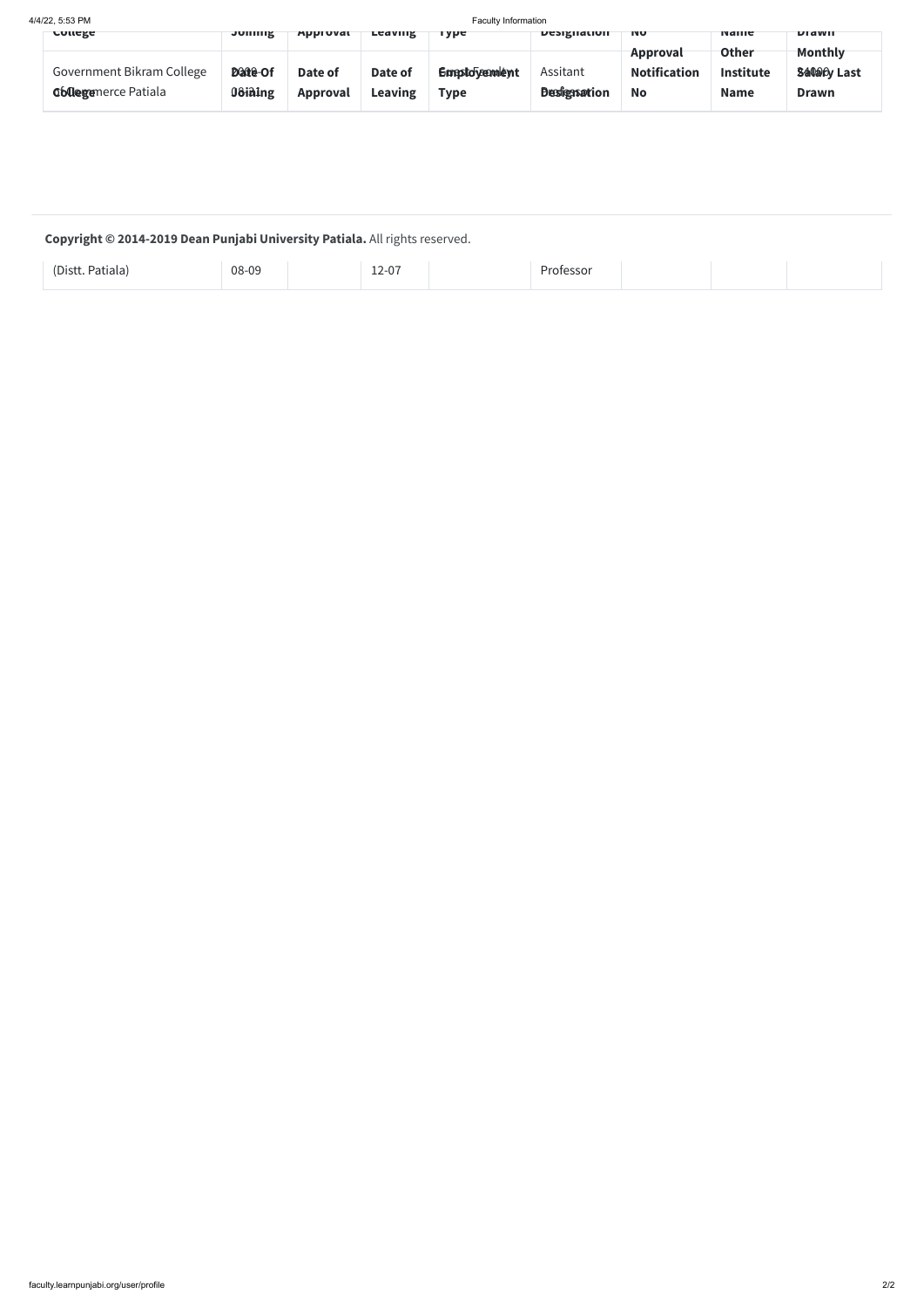| College | Date Of Joining | Date of Approval | Date of Leaving | Employment Type | Designation | Approval Notification No | Other Institute Name | Monthly Salary Last Drawn |
|---|---|---|---|---|---|---|---|---|
| Government Bikram College of Commerce Patiala (Distt. Patiala) | 2008-08-09 | | 2011-12-07 | Guest Faculty | Assitant Professor | | | 24000 |

**Copyright © 2014-2019 Dean Punjabi University Patiala.** All rights reserved.